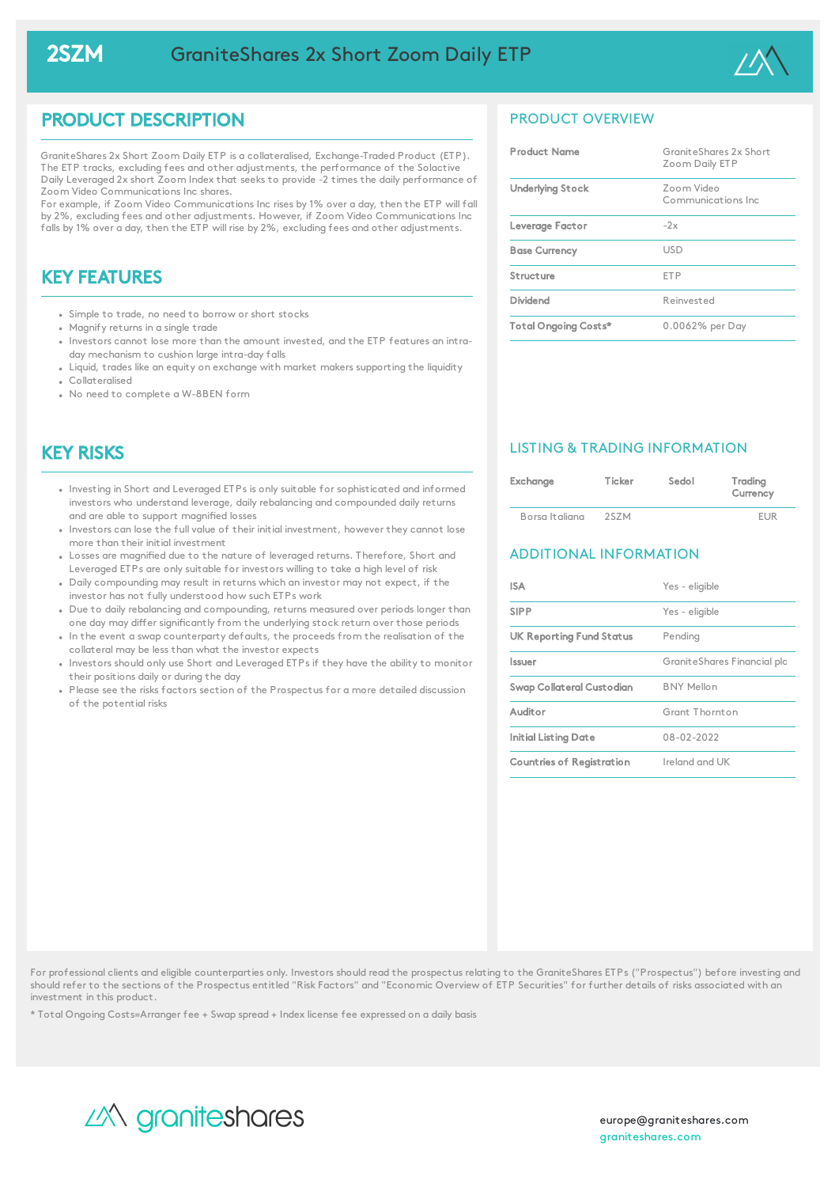# 2SZM GraniteShares 2x Short Zoom Daily ETP

## PRODUCT DESCRIPTION

GraniteShares 2x Short Zoom Daily ETP is a collateralised, Exchange-Traded Product (ETP). The ETP tracks, excluding fees and other adjustments, the performance of the Solactive Daily Leveraged 2x short Zoom Index that seeks to provide -2 times the daily performance of Zoom Video Communications Inc shares.
For example, if Zoom Video Communications Inc rises by 1% over a day, then the ETP will fall by 2%, excluding fees and other adjustments. However, if Zoom Video Communications Inc falls by 1% over a day, then the ETP will rise by 2%, excluding fees and other adjustments.

## KEY FEATURES

- Simple to trade, no need to borrow or short stocks
- Magnify returns in a single trade
- Investors cannot lose more than the amount invested, and the ETP features an intra-day mechanism to cushion large intra-day falls
- Liquid, trades like an equity on exchange with market makers supporting the liquidity
- Collateralised
- No need to complete a W-8BEN form

## KEY RISKS

- Investing in Short and Leveraged ETPs is only suitable for sophisticated and informed investors who understand leverage, daily rebalancing and compounded daily returns and are able to support magnified losses
- Investors can lose the full value of their initial investment, however they cannot lose more than their initial investment
- Losses are magnified due to the nature of leveraged returns. Therefore, Short and Leveraged ETPs are only suitable for investors willing to take a high level of risk
- Daily compounding may result in returns which an investor may not expect, if the investor has not fully understood how such ETPs work
- Due to daily rebalancing and compounding, returns measured over periods longer than one day may differ significantly from the underlying stock return over those periods
- In the event a swap counterparty defaults, the proceeds from the realisation of the collateral may be less than what the investor expects
- Investors should only use Short and Leveraged ETPs if they have the ability to monitor their positions daily or during the day
- Please see the risks factors section of the Prospectus for a more detailed discussion of the potential risks

## PRODUCT OVERVIEW

| | |
|---|---|
| Product Name | GraniteShares 2x Short Zoom Daily ETP |
| Underlying Stock | Zoom Video Communications Inc |
| Leverage Factor | -2x |
| Base Currency | USD |
| Structure | ETP |
| Dividend | Reinvested |
| Total Ongoing Costs* | 0.0062% per Day |

## LISTING & TRADING INFORMATION

| Exchange | Ticker | Sedol | Trading Currency |
|---|---|---|---|
| Borsa Italiana | 2SZM | | EUR |

## ADDITIONAL INFORMATION

| | |
|---|---|
| ISA | Yes - eligible |
| SIPP | Yes - eligible |
| UK Reporting Fund Status | Pending |
| Issuer | GraniteShares Financial plc |
| Swap Collateral Custodian | BNY Mellon |
| Auditor | Grant Thornton |
| Initial Listing Date | 08-02-2022 |
| Countries of Registration | Ireland and UK |

For professional clients and eligible counterparties only. Investors should read the prospectus relating to the GraniteShares ETPs ("Prospectus") before investing and should refer to the sections of the Prospectus entitled "Risk Factors" and "Economic Overview of ETP Securities" for further details of risks associated with an investment in this product.

* Total Ongoing Costs=Arranger fee + Swap spread + Index license fee expressed on a daily basis

graniteshares

europe@graniteshares.com
graniteshares.com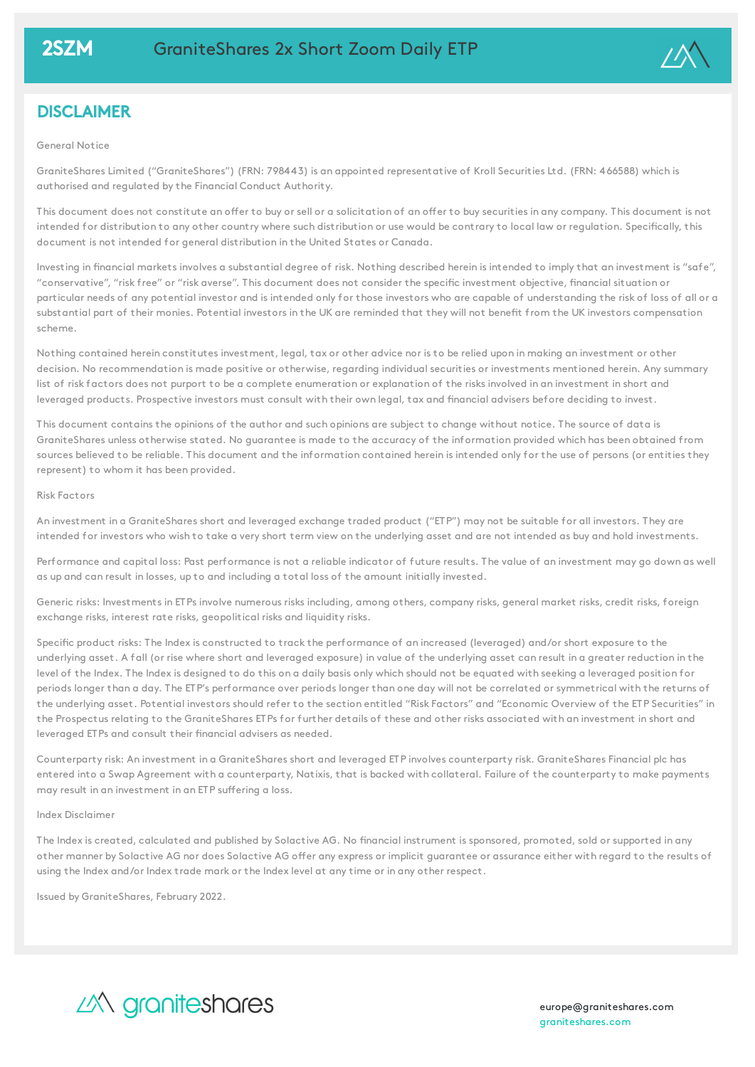# 2SZM GraniteShares 2x Short Zoom Daily ETP

## DISCLAIMER

General Notice

GraniteShares Limited ("GraniteShares") (FRN: 798443) is an appointed representative of Kroll Securities Ltd. (FRN: 466588) which is authorised and regulated by the Financial Conduct Authority.

This document does not constitute an offer to buy or sell or a solicitation of an offer to buy securities in any company. This document is not intended for distribution to any other country where such distribution or use would be contrary to local law or regulation. Specifically, this document is not intended for general distribution in the United States or Canada.

Investing in financial markets involves a substantial degree of risk. Nothing described herein is intended to imply that an investment is "safe", "conservative", "risk free" or "risk averse". This document does not consider the specific investment objective, financial situation or particular needs of any potential investor and is intended only for those investors who are capable of understanding the risk of loss of all or a substantial part of their monies. Potential investors in the UK are reminded that they will not benefit from the UK investors compensation scheme.

Nothing contained herein constitutes investment, legal, tax or other advice nor is to be relied upon in making an investment or other decision. No recommendation is made positive or otherwise, regarding individual securities or investments mentioned herein. Any summary list of risk factors does not purport to be a complete enumeration or explanation of the risks involved in an investment in short and leveraged products. Prospective investors must consult with their own legal, tax and financial advisers before deciding to invest.

This document contains the opinions of the author and such opinions are subject to change without notice. The source of data is GraniteShares unless otherwise stated. No guarantee is made to the accuracy of the information provided which has been obtained from sources believed to be reliable. This document and the information contained herein is intended only for the use of persons (or entities they represent) to whom it has been provided.

Risk Factors

An investment in a GraniteShares short and leveraged exchange traded product ("ETP") may not be suitable for all investors. They are intended for investors who wish to take a very short term view on the underlying asset and are not intended as buy and hold investments.

Performance and capital loss: Past performance is not a reliable indicator of future results. The value of an investment may go down as well as up and can result in losses, up to and including a total loss of the amount initially invested.

Generic risks: Investments in ETPs involve numerous risks including, among others, company risks, general market risks, credit risks, foreign exchange risks, interest rate risks, geopolitical risks and liquidity risks.

Specific product risks: The Index is constructed to track the performance of an increased (leveraged) and/or short exposure to the underlying asset. A fall (or rise where short and leveraged exposure) in value of the underlying asset can result in a greater reduction in the level of the Index. The Index is designed to do this on a daily basis only which should not be equated with seeking a leveraged position for periods longer than a day. The ETP's performance over periods longer than one day will not be correlated or symmetrical with the returns of the underlying asset. Potential investors should refer to the section entitled "Risk Factors" and "Economic Overview of the ETP Securities" in the Prospectus relating to the GraniteShares ETPs for further details of these and other risks associated with an investment in short and leveraged ETPs and consult their financial advisers as needed.

Counterparty risk: An investment in a GraniteShares short and leveraged ETP involves counterparty risk. GraniteShares Financial plc has entered into a Swap Agreement with a counterparty, Natixis, that is backed with collateral. Failure of the counterparty to make payments may result in an investment in an ETP suffering a loss.

Index Disclaimer

The Index is created, calculated and published by Solactive AG. No financial instrument is sponsored, promoted, sold or supported in any other manner by Solactive AG nor does Solactive AG offer any express or implicit guarantee or assurance either with regard to the results of using the Index and/or Index trade mark or the Index level at any time or in any other respect.

Issued by GraniteShares, February 2022.

graniteshares

europe@graniteshares.com
graniteshares.com